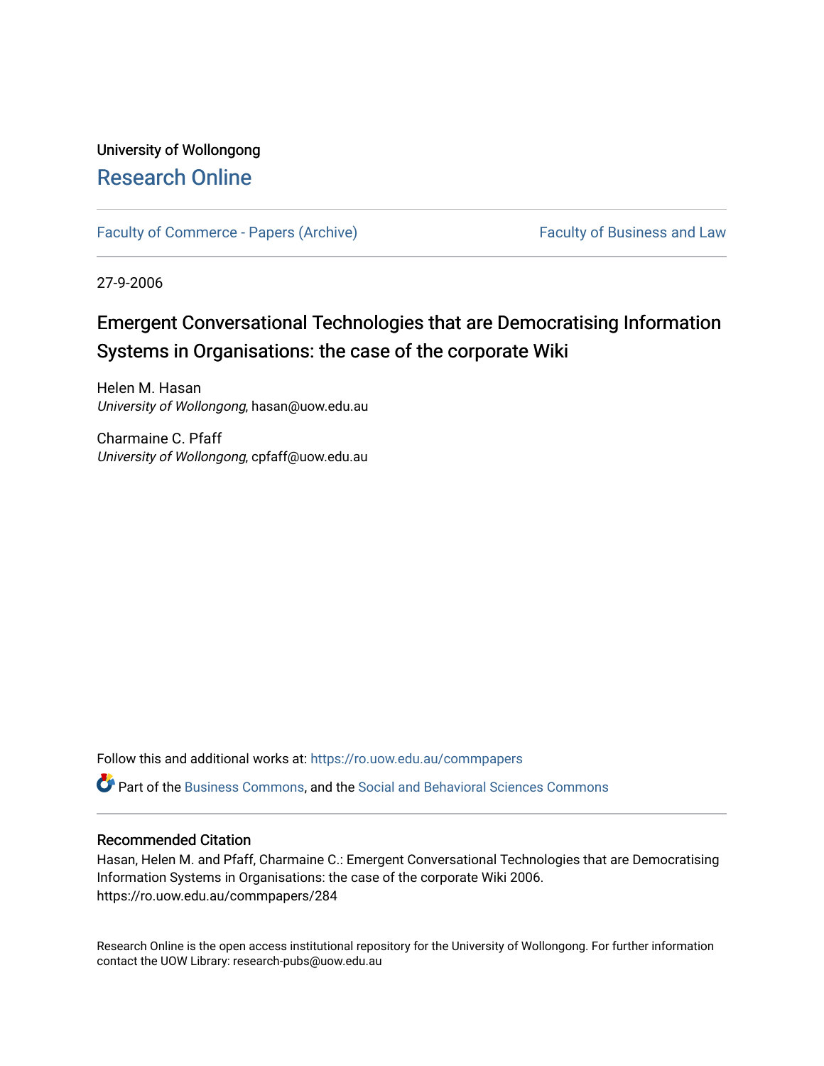University of Wollongong

# Research Online

Faculty of Commerce - Papers (Archive) | Faculty of Business and Law

27-9-2006

## Emergent Conversational Technologies that are Democratising Information Systems in Organisations: the case of the corporate Wiki

Helen M. Hasan
*University of Wollongong*, hasan@uow.edu.au

Charmaine C. Pfaff
*University of Wollongong*, cpfaff@uow.edu.au

Follow this and additional works at: https://ro.uow.edu.au/commpapers

Part of the Business Commons, and the Social and Behavioral Sciences Commons

### Recommended Citation

Hasan, Helen M. and Pfaff, Charmaine C.: Emergent Conversational Technologies that are Democratising Information Systems in Organisations: the case of the corporate Wiki 2006.
https://ro.uow.edu.au/commpapers/284

Research Online is the open access institutional repository for the University of Wollongong. For further information contact the UOW Library: research-pubs@uow.edu.au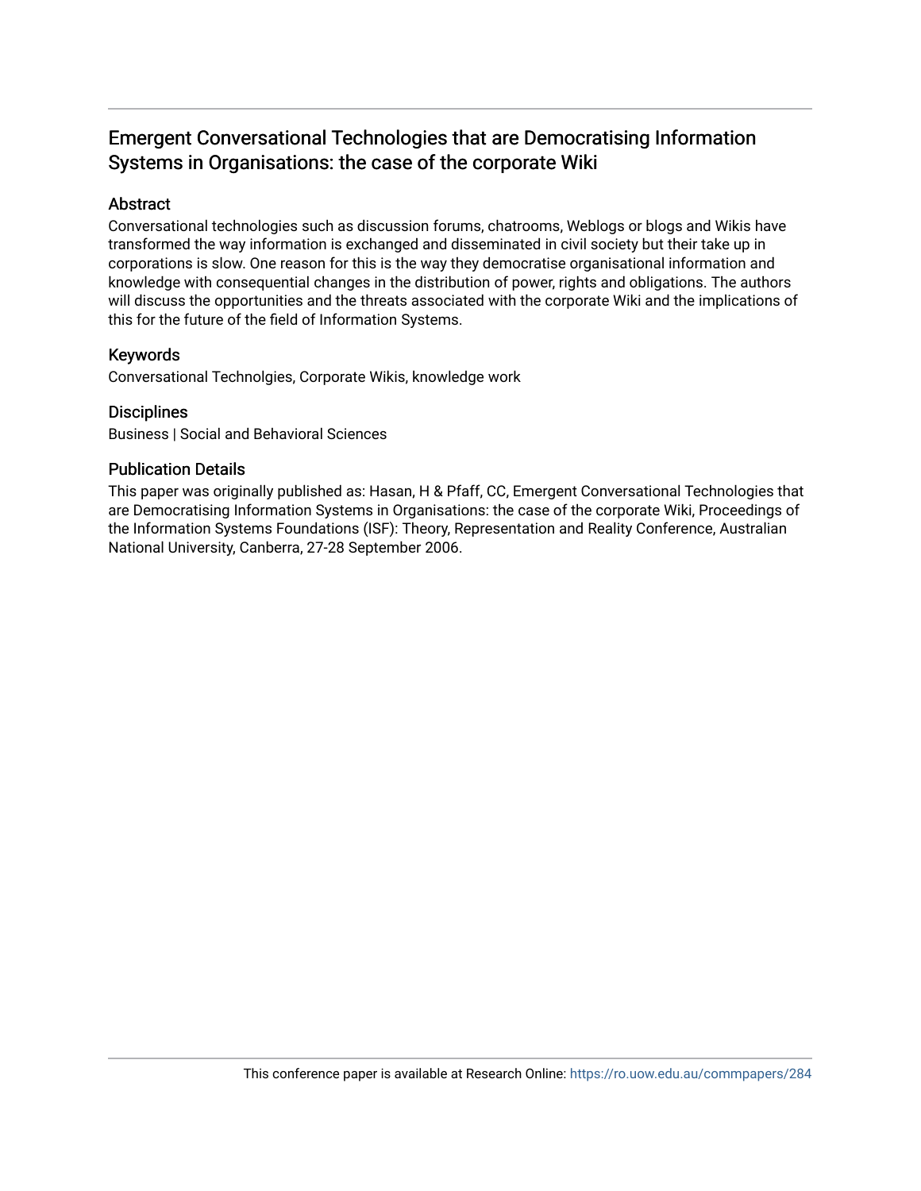# Emergent Conversational Technologies that are Democratising Information Systems in Organisations: the case of the corporate Wiki

## Abstract

Conversational technologies such as discussion forums, chatrooms, Weblogs or blogs and Wikis have transformed the way information is exchanged and disseminated in civil society but their take up in corporations is slow. One reason for this is the way they democratise organisational information and knowledge with consequential changes in the distribution of power, rights and obligations. The authors will discuss the opportunities and the threats associated with the corporate Wiki and the implications of this for the future of the field of Information Systems.

## Keywords

Conversational Technolgies, Corporate Wikis, knowledge work

## Disciplines

Business | Social and Behavioral Sciences

## Publication Details

This paper was originally published as: Hasan, H & Pfaff, CC, Emergent Conversational Technologies that are Democratising Information Systems in Organisations: the case of the corporate Wiki, Proceedings of the Information Systems Foundations (ISF): Theory, Representation and Reality Conference, Australian National University, Canberra, 27-28 September 2006.

This conference paper is available at Research Online: https://ro.uow.edu.au/commpapers/284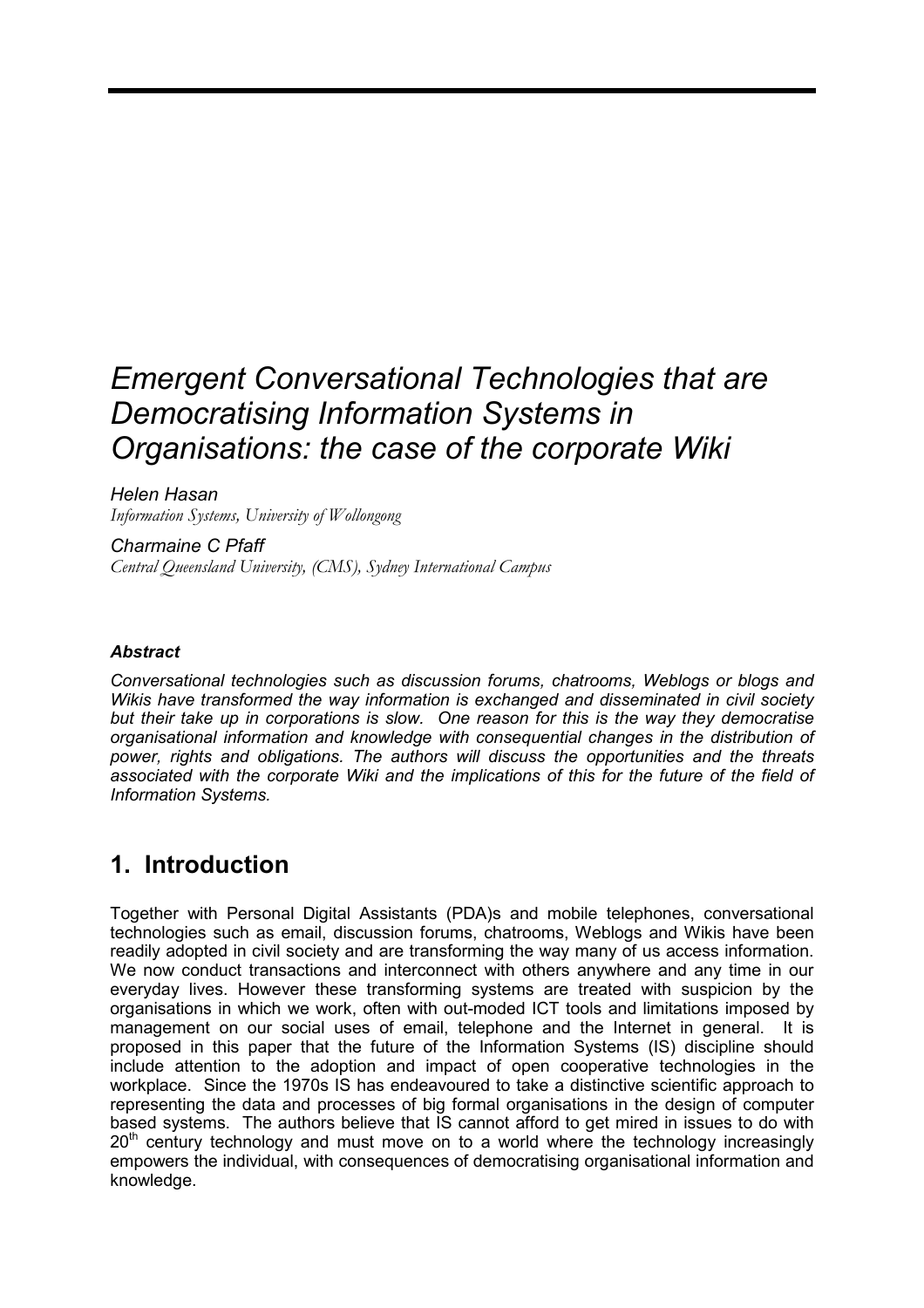# *Emergent Conversational Technologies that are Democratising Information Systems in Organisations: the case of the corporate Wiki*

*Helen Hasan*
*Information Systems, University of Wollongong*

*Charmaine C Pfaff*
*Central Queensland University, (CMS), Sydney International Campus*

***Abstract***

*Conversational technologies such as discussion forums, chatrooms, Weblogs or blogs and Wikis have transformed the way information is exchanged and disseminated in civil society but their take up in corporations is slow. One reason for this is the way they democratise organisational information and knowledge with consequential changes in the distribution of power, rights and obligations. The authors will discuss the opportunities and the threats associated with the corporate Wiki and the implications of this for the future of the field of Information Systems.*

## 1. Introduction

Together with Personal Digital Assistants (PDA)s and mobile telephones, conversational technologies such as email, discussion forums, chatrooms, Weblogs and Wikis have been readily adopted in civil society and are transforming the way many of us access information. We now conduct transactions and interconnect with others anywhere and any time in our everyday lives. However these transforming systems are treated with suspicion by the organisations in which we work, often with out-moded ICT tools and limitations imposed by management on our social uses of email, telephone and the Internet in general. It is proposed in this paper that the future of the Information Systems (IS) discipline should include attention to the adoption and impact of open cooperative technologies in the workplace. Since the 1970s IS has endeavoured to take a distinctive scientific approach to representing the data and processes of big formal organisations in the design of computer based systems. The authors believe that IS cannot afford to get mired in issues to do with 20th century technology and must move on to a world where the technology increasingly empowers the individual, with consequences of democratising organisational information and knowledge.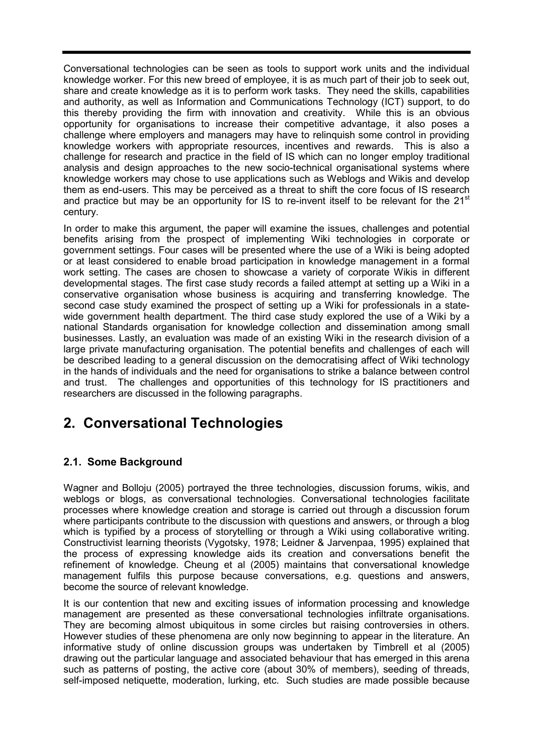Conversational technologies can be seen as tools to support work units and the individual knowledge worker. For this new breed of employee, it is as much part of their job to seek out, share and create knowledge as it is to perform work tasks. They need the skills, capabilities and authority, as well as Information and Communications Technology (ICT) support, to do this thereby providing the firm with innovation and creativity. While this is an obvious opportunity for organisations to increase their competitive advantage, it also poses a challenge where employers and managers may have to relinquish some control in providing knowledge workers with appropriate resources, incentives and rewards. This is also a challenge for research and practice in the field of IS which can no longer employ traditional analysis and design approaches to the new socio-technical organisational systems where knowledge workers may chose to use applications such as Weblogs and Wikis and develop them as end-users. This may be perceived as a threat to shift the core focus of IS research and practice but may be an opportunity for IS to re-invent itself to be relevant for the 21st century.

In order to make this argument, the paper will examine the issues, challenges and potential benefits arising from the prospect of implementing Wiki technologies in corporate or government settings. Four cases will be presented where the use of a Wiki is being adopted or at least considered to enable broad participation in knowledge management in a formal work setting. The cases are chosen to showcase a variety of corporate Wikis in different developmental stages. The first case study records a failed attempt at setting up a Wiki in a conservative organisation whose business is acquiring and transferring knowledge. The second case study examined the prospect of setting up a Wiki for professionals in a state-wide government health department. The third case study explored the use of a Wiki by a national Standards organisation for knowledge collection and dissemination among small businesses. Lastly, an evaluation was made of an existing Wiki in the research division of a large private manufacturing organisation. The potential benefits and challenges of each will be described leading to a general discussion on the democratising affect of Wiki technology in the hands of individuals and the need for organisations to strike a balance between control and trust. The challenges and opportunities of this technology for IS practitioners and researchers are discussed in the following paragraphs.

# 2. Conversational Technologies

## 2.1. Some Background

Wagner and Bolloju (2005) portrayed the three technologies, discussion forums, wikis, and weblogs or blogs, as conversational technologies. Conversational technologies facilitate processes where knowledge creation and storage is carried out through a discussion forum where participants contribute to the discussion with questions and answers, or through a blog which is typified by a process of storytelling or through a Wiki using collaborative writing. Constructivist learning theorists (Vygotsky, 1978; Leidner & Jarvenpaa, 1995) explained that the process of expressing knowledge aids its creation and conversations benefit the refinement of knowledge. Cheung et al (2005) maintains that conversational knowledge management fulfils this purpose because conversations, e.g. questions and answers, become the source of relevant knowledge.

It is our contention that new and exciting issues of information processing and knowledge management are presented as these conversational technologies infiltrate organisations. They are becoming almost ubiquitous in some circles but raising controversies in others. However studies of these phenomena are only now beginning to appear in the literature. An informative study of online discussion groups was undertaken by Timbrell et al (2005) drawing out the particular language and associated behaviour that has emerged in this arena such as patterns of posting, the active core (about 30% of members), seeding of threads, self-imposed netiquette, moderation, lurking, etc. Such studies are made possible because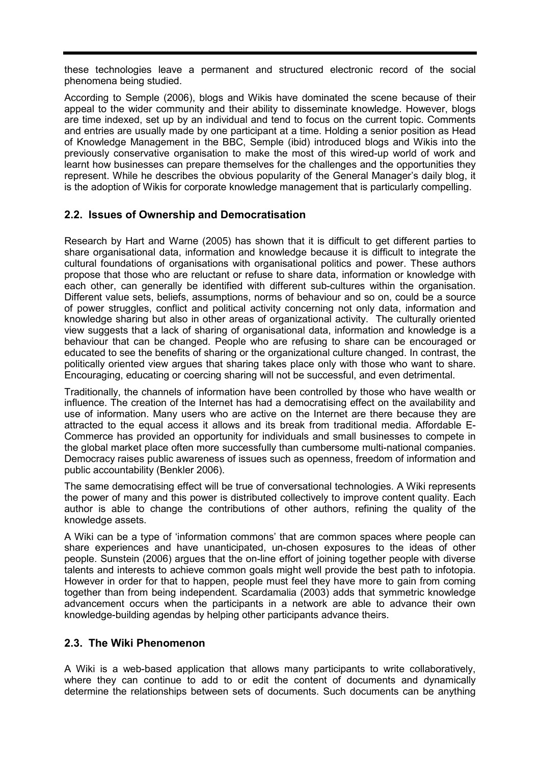these technologies leave a permanent and structured electronic record of the social phenomena being studied.

According to Semple (2006), blogs and Wikis have dominated the scene because of their appeal to the wider community and their ability to disseminate knowledge. However, blogs are time indexed, set up by an individual and tend to focus on the current topic. Comments and entries are usually made by one participant at a time. Holding a senior position as Head of Knowledge Management in the BBC, Semple (ibid) introduced blogs and Wikis into the previously conservative organisation to make the most of this wired-up world of work and learnt how businesses can prepare themselves for the challenges and the opportunities they represent. While he describes the obvious popularity of the General Manager's daily blog, it is the adoption of Wikis for corporate knowledge management that is particularly compelling.

## 2.2. Issues of Ownership and Democratisation

Research by Hart and Warne (2005) has shown that it is difficult to get different parties to share organisational data, information and knowledge because it is difficult to integrate the cultural foundations of organisations with organisational politics and power. These authors propose that those who are reluctant or refuse to share data, information or knowledge with each other, can generally be identified with different sub-cultures within the organisation. Different value sets, beliefs, assumptions, norms of behaviour and so on, could be a source of power struggles, conflict and political activity concerning not only data, information and knowledge sharing but also in other areas of organizational activity. The culturally oriented view suggests that a lack of sharing of organisational data, information and knowledge is a behaviour that can be changed. People who are refusing to share can be encouraged or educated to see the benefits of sharing or the organizational culture changed. In contrast, the politically oriented view argues that sharing takes place only with those who want to share. Encouraging, educating or coercing sharing will not be successful, and even detrimental.

Traditionally, the channels of information have been controlled by those who have wealth or influence. The creation of the Internet has had a democratising effect on the availability and use of information. Many users who are active on the Internet are there because they are attracted to the equal access it allows and its break from traditional media. Affordable E-Commerce has provided an opportunity for individuals and small businesses to compete in the global market place often more successfully than cumbersome multi-national companies. Democracy raises public awareness of issues such as openness, freedom of information and public accountability (Benkler 2006).

The same democratising effect will be true of conversational technologies. A Wiki represents the power of many and this power is distributed collectively to improve content quality. Each author is able to change the contributions of other authors, refining the quality of the knowledge assets.

A Wiki can be a type of 'information commons' that are common spaces where people can share experiences and have unanticipated, un-chosen exposures to the ideas of other people. Sunstein (2006) argues that the on-line effort of joining together people with diverse talents and interests to achieve common goals might well provide the best path to infotopia. However in order for that to happen, people must feel they have more to gain from coming together than from being independent. Scardamalia (2003) adds that symmetric knowledge advancement occurs when the participants in a network are able to advance their own knowledge-building agendas by helping other participants advance theirs.

## 2.3. The Wiki Phenomenon

A Wiki is a web-based application that allows many participants to write collaboratively, where they can continue to add to or edit the content of documents and dynamically determine the relationships between sets of documents. Such documents can be anything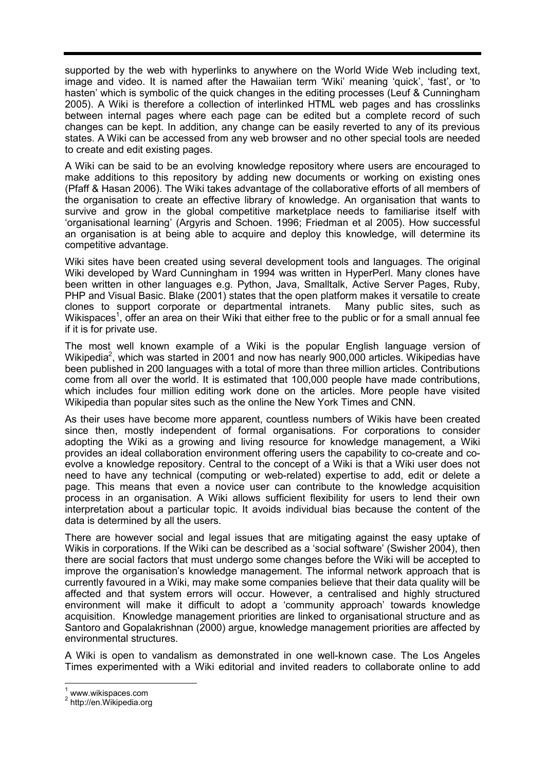supported by the web with hyperlinks to anywhere on the World Wide Web including text, image and video. It is named after the Hawaiian term 'Wiki' meaning 'quick', 'fast', or 'to hasten' which is symbolic of the quick changes in the editing processes (Leuf & Cunningham 2005). A Wiki is therefore a collection of interlinked HTML web pages and has crosslinks between internal pages where each page can be edited but a complete record of such changes can be kept. In addition, any change can be easily reverted to any of its previous states. A Wiki can be accessed from any web browser and no other special tools are needed to create and edit existing pages.

A Wiki can be said to be an evolving knowledge repository where users are encouraged to make additions to this repository by adding new documents or working on existing ones (Pfaff & Hasan 2006). The Wiki takes advantage of the collaborative efforts of all members of the organisation to create an effective library of knowledge. An organisation that wants to survive and grow in the global competitive marketplace needs to familiarise itself with 'organisational learning' (Argyris and Schoen. 1996; Friedman et al 2005). How successful an organisation is at being able to acquire and deploy this knowledge, will determine its competitive advantage.

Wiki sites have been created using several development tools and languages. The original Wiki developed by Ward Cunningham in 1994 was written in HyperPerl. Many clones have been written in other languages e.g. Python, Java, Smalltalk, Active Server Pages, Ruby, PHP and Visual Basic. Blake (2001) states that the open platform makes it versatile to create clones to support corporate or departmental intranets. Many public sites, such as Wikispaces[1], offer an area on their Wiki that either free to the public or for a small annual fee if it is for private use.

The most well known example of a Wiki is the popular English language version of Wikipedia[2], which was started in 2001 and now has nearly 900,000 articles. Wikipedias have been published in 200 languages with a total of more than three million articles. Contributions come from all over the world. It is estimated that 100,000 people have made contributions, which includes four million editing work done on the articles. More people have visited Wikipedia than popular sites such as the online the New York Times and CNN.

As their uses have become more apparent, countless numbers of Wikis have been created since then, mostly independent of formal organisations. For corporations to consider adopting the Wiki as a growing and living resource for knowledge management, a Wiki provides an ideal collaboration environment offering users the capability to co-create and co-evolve a knowledge repository. Central to the concept of a Wiki is that a Wiki user does not need to have any technical (computing or web-related) expertise to add, edit or delete a page. This means that even a novice user can contribute to the knowledge acquisition process in an organisation. A Wiki allows sufficient flexibility for users to lend their own interpretation about a particular topic. It avoids individual bias because the content of the data is determined by all the users.

There are however social and legal issues that are mitigating against the easy uptake of Wikis in corporations. If the Wiki can be described as a 'social software' (Swisher 2004), then there are social factors that must undergo some changes before the Wiki will be accepted to improve the organisation's knowledge management. The informal network approach that is currently favoured in a Wiki, may make some companies believe that their data quality will be affected and that system errors will occur. However, a centralised and highly structured environment will make it difficult to adopt a 'community approach' towards knowledge acquisition. Knowledge management priorities are linked to organisational structure and as Santoro and Gopalakrishnan (2000) argue, knowledge management priorities are affected by environmental structures.

A Wiki is open to vandalism as demonstrated in one well-known case. The Los Angeles Times experimented with a Wiki editorial and invited readers to collaborate online to add

[1] www.wikispaces.com

[2] http://en.Wikipedia.org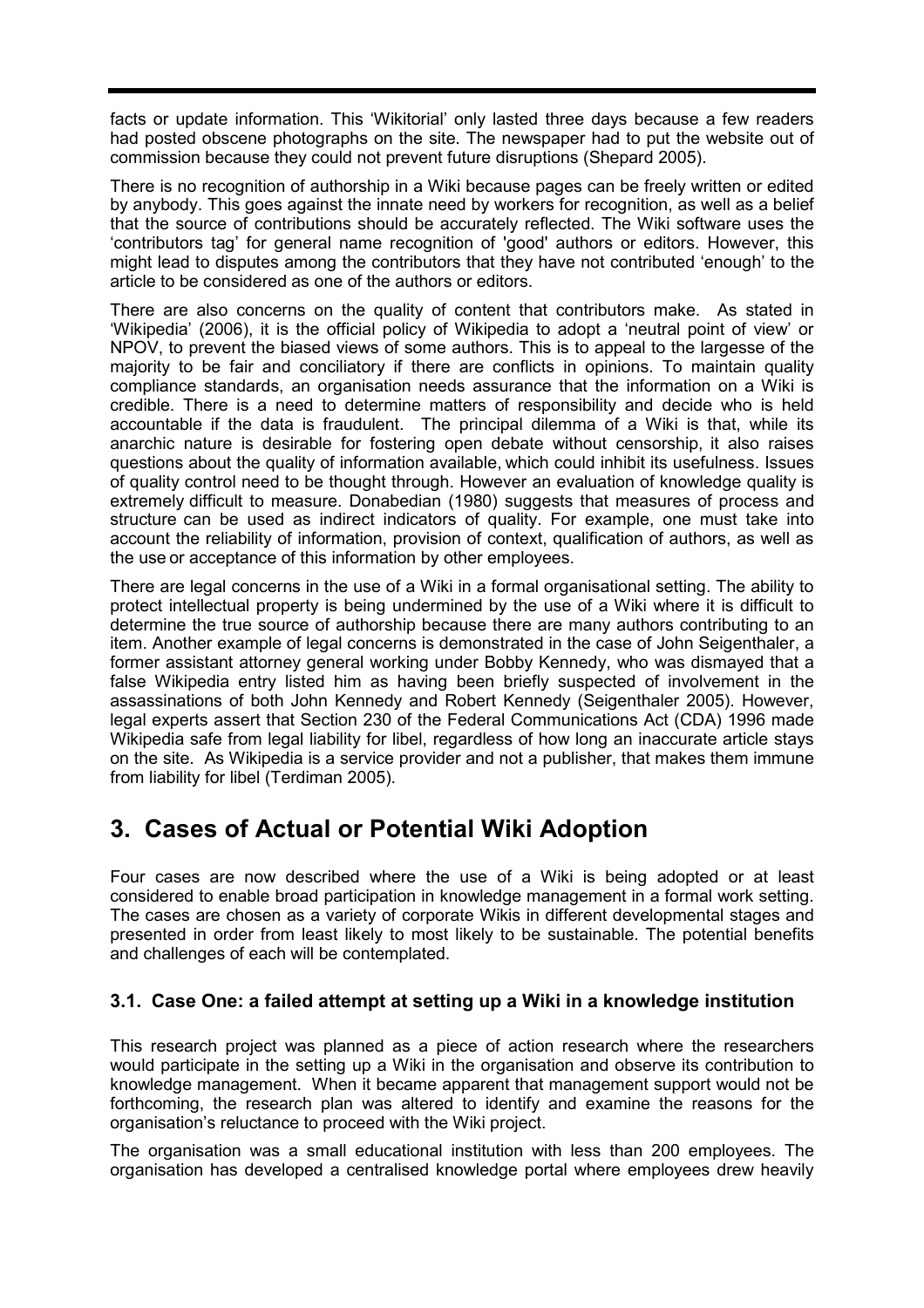facts or update information. This 'Wikitorial' only lasted three days because a few readers had posted obscene photographs on the site. The newspaper had to put the website out of commission because they could not prevent future disruptions (Shepard 2005).

There is no recognition of authorship in a Wiki because pages can be freely written or edited by anybody. This goes against the innate need by workers for recognition, as well as a belief that the source of contributions should be accurately reflected. The Wiki software uses the 'contributors tag' for general name recognition of 'good' authors or editors. However, this might lead to disputes among the contributors that they have not contributed 'enough' to the article to be considered as one of the authors or editors.

There are also concerns on the quality of content that contributors make. As stated in 'Wikipedia' (2006), it is the official policy of Wikipedia to adopt a 'neutral point of view' or NPOV, to prevent the biased views of some authors. This is to appeal to the largesse of the majority to be fair and conciliatory if there are conflicts in opinions. To maintain quality compliance standards, an organisation needs assurance that the information on a Wiki is credible. There is a need to determine matters of responsibility and decide who is held accountable if the data is fraudulent. The principal dilemma of a Wiki is that, while its anarchic nature is desirable for fostering open debate without censorship, it also raises questions about the quality of information available, which could inhibit its usefulness. Issues of quality control need to be thought through. However an evaluation of knowledge quality is extremely difficult to measure. Donabedian (1980) suggests that measures of process and structure can be used as indirect indicators of quality. For example, one must take into account the reliability of information, provision of context, qualification of authors, as well as the use or acceptance of this information by other employees.

There are legal concerns in the use of a Wiki in a formal organisational setting. The ability to protect intellectual property is being undermined by the use of a Wiki where it is difficult to determine the true source of authorship because there are many authors contributing to an item. Another example of legal concerns is demonstrated in the case of John Seigenthaler, a former assistant attorney general working under Bobby Kennedy, who was dismayed that a false Wikipedia entry listed him as having been briefly suspected of involvement in the assassinations of both John Kennedy and Robert Kennedy (Seigenthaler 2005). However, legal experts assert that Section 230 of the Federal Communications Act (CDA) 1996 made Wikipedia safe from legal liability for libel, regardless of how long an inaccurate article stays on the site. As Wikipedia is a service provider and not a publisher, that makes them immune from liability for libel (Terdiman 2005).

## 3. Cases of Actual or Potential Wiki Adoption

Four cases are now described where the use of a Wiki is being adopted or at least considered to enable broad participation in knowledge management in a formal work setting. The cases are chosen as a variety of corporate Wikis in different developmental stages and presented in order from least likely to most likely to be sustainable. The potential benefits and challenges of each will be contemplated.

### 3.1. Case One: a failed attempt at setting up a Wiki in a knowledge institution

This research project was planned as a piece of action research where the researchers would participate in the setting up a Wiki in the organisation and observe its contribution to knowledge management. When it became apparent that management support would not be forthcoming, the research plan was altered to identify and examine the reasons for the organisation's reluctance to proceed with the Wiki project.

The organisation was a small educational institution with less than 200 employees. The organisation has developed a centralised knowledge portal where employees drew heavily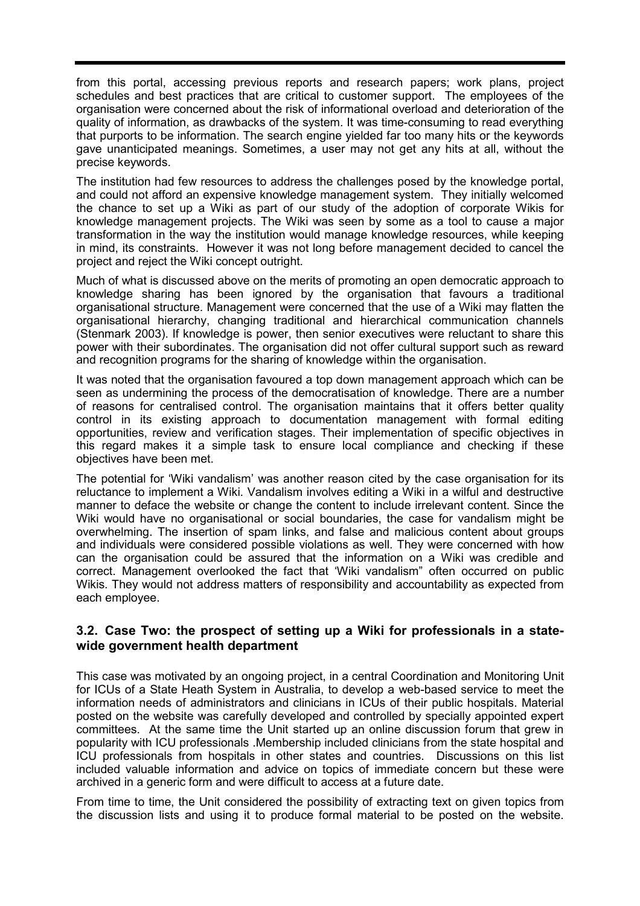from this portal, accessing previous reports and research papers; work plans, project schedules and best practices that are critical to customer support. The employees of the organisation were concerned about the risk of informational overload and deterioration of the quality of information, as drawbacks of the system. It was time-consuming to read everything that purports to be information. The search engine yielded far too many hits or the keywords gave unanticipated meanings. Sometimes, a user may not get any hits at all, without the precise keywords.

The institution had few resources to address the challenges posed by the knowledge portal, and could not afford an expensive knowledge management system. They initially welcomed the chance to set up a Wiki as part of our study of the adoption of corporate Wikis for knowledge management projects. The Wiki was seen by some as a tool to cause a major transformation in the way the institution would manage knowledge resources, while keeping in mind, its constraints. However it was not long before management decided to cancel the project and reject the Wiki concept outright.

Much of what is discussed above on the merits of promoting an open democratic approach to knowledge sharing has been ignored by the organisation that favours a traditional organisational structure. Management were concerned that the use of a Wiki may flatten the organisational hierarchy, changing traditional and hierarchical communication channels (Stenmark 2003). If knowledge is power, then senior executives were reluctant to share this power with their subordinates. The organisation did not offer cultural support such as reward and recognition programs for the sharing of knowledge within the organisation.

It was noted that the organisation favoured a top down management approach which can be seen as undermining the process of the democratisation of knowledge. There are a number of reasons for centralised control. The organisation maintains that it offers better quality control in its existing approach to documentation management with formal editing opportunities, review and verification stages. Their implementation of specific objectives in this regard makes it a simple task to ensure local compliance and checking if these objectives have been met.

The potential for 'Wiki vandalism' was another reason cited by the case organisation for its reluctance to implement a Wiki. Vandalism involves editing a Wiki in a wilful and destructive manner to deface the website or change the content to include irrelevant content. Since the Wiki would have no organisational or social boundaries, the case for vandalism might be overwhelming. The insertion of spam links, and false and malicious content about groups and individuals were considered possible violations as well. They were concerned with how can the organisation could be assured that the information on a Wiki was credible and correct. Management overlooked the fact that 'Wiki vandalism" often occurred on public Wikis. They would not address matters of responsibility and accountability as expected from each employee.

### 3.2. Case Two: the prospect of setting up a Wiki for professionals in a state-wide government health department

This case was motivated by an ongoing project, in a central Coordination and Monitoring Unit for ICUs of a State Heath System in Australia, to develop a web-based service to meet the information needs of administrators and clinicians in ICUs of their public hospitals. Material posted on the website was carefully developed and controlled by specially appointed expert committees. At the same time the Unit started up an online discussion forum that grew in popularity with ICU professionals .Membership included clinicians from the state hospital and ICU professionals from hospitals in other states and countries. Discussions on this list included valuable information and advice on topics of immediate concern but these were archived in a generic form and were difficult to access at a future date.

From time to time, the Unit considered the possibility of extracting text on given topics from the discussion lists and using it to produce formal material to be posted on the website.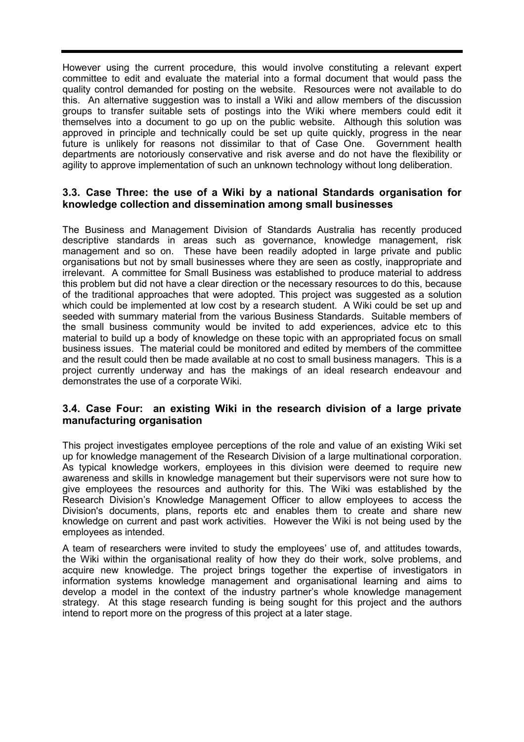However using the current procedure, this would involve constituting a relevant expert committee to edit and evaluate the material into a formal document that would pass the quality control demanded for posting on the website. Resources were not available to do this. An alternative suggestion was to install a Wiki and allow members of the discussion groups to transfer suitable sets of postings into the Wiki where members could edit it themselves into a document to go up on the public website. Although this solution was approved in principle and technically could be set up quite quickly, progress in the near future is unlikely for reasons not dissimilar to that of Case One. Government health departments are notoriously conservative and risk averse and do not have the flexibility or agility to approve implementation of such an unknown technology without long deliberation.

### 3.3. Case Three: the use of a Wiki by a national Standards organisation for knowledge collection and dissemination among small businesses

The Business and Management Division of Standards Australia has recently produced descriptive standards in areas such as governance, knowledge management, risk management and so on. These have been readily adopted in large private and public organisations but not by small businesses where they are seen as costly, inappropriate and irrelevant. A committee for Small Business was established to produce material to address this problem but did not have a clear direction or the necessary resources to do this, because of the traditional approaches that were adopted. This project was suggested as a solution which could be implemented at low cost by a research student. A Wiki could be set up and seeded with summary material from the various Business Standards. Suitable members of the small business community would be invited to add experiences, advice etc to this material to build up a body of knowledge on these topic with an appropriated focus on small business issues. The material could be monitored and edited by members of the committee and the result could then be made available at no cost to small business managers. This is a project currently underway and has the makings of an ideal research endeavour and demonstrates the use of a corporate Wiki.

### 3.4. Case Four: an existing Wiki in the research division of a large private manufacturing organisation

This project investigates employee perceptions of the role and value of an existing Wiki set up for knowledge management of the Research Division of a large multinational corporation. As typical knowledge workers, employees in this division were deemed to require new awareness and skills in knowledge management but their supervisors were not sure how to give employees the resources and authority for this. The Wiki was established by the Research Division's Knowledge Management Officer to allow employees to access the Division's documents, plans, reports etc and enables them to create and share new knowledge on current and past work activities. However the Wiki is not being used by the employees as intended.

A team of researchers were invited to study the employees' use of, and attitudes towards, the Wiki within the organisational reality of how they do their work, solve problems, and acquire new knowledge. The project brings together the expertise of investigators in information systems knowledge management and organisational learning and aims to develop a model in the context of the industry partner's whole knowledge management strategy. At this stage research funding is being sought for this project and the authors intend to report more on the progress of this project at a later stage.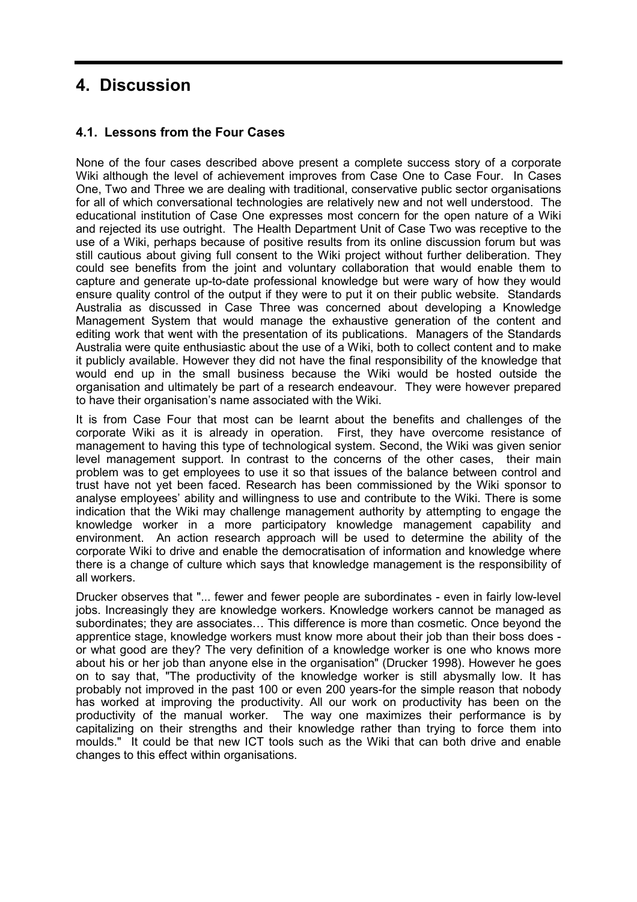# 4. Discussion

## 4.1. Lessons from the Four Cases

None of the four cases described above present a complete success story of a corporate Wiki although the level of achievement improves from Case One to Case Four. In Cases One, Two and Three we are dealing with traditional, conservative public sector organisations for all of which conversational technologies are relatively new and not well understood. The educational institution of Case One expresses most concern for the open nature of a Wiki and rejected its use outright. The Health Department Unit of Case Two was receptive to the use of a Wiki, perhaps because of positive results from its online discussion forum but was still cautious about giving full consent to the Wiki project without further deliberation. They could see benefits from the joint and voluntary collaboration that would enable them to capture and generate up-to-date professional knowledge but were wary of how they would ensure quality control of the output if they were to put it on their public website. Standards Australia as discussed in Case Three was concerned about developing a Knowledge Management System that would manage the exhaustive generation of the content and editing work that went with the presentation of its publications. Managers of the Standards Australia were quite enthusiastic about the use of a Wiki, both to collect content and to make it publicly available. However they did not have the final responsibility of the knowledge that would end up in the small business because the Wiki would be hosted outside the organisation and ultimately be part of a research endeavour. They were however prepared to have their organisation's name associated with the Wiki.

It is from Case Four that most can be learnt about the benefits and challenges of the corporate Wiki as it is already in operation. First, they have overcome resistance of management to having this type of technological system. Second, the Wiki was given senior level management support. In contrast to the concerns of the other cases, their main problem was to get employees to use it so that issues of the balance between control and trust have not yet been faced. Research has been commissioned by the Wiki sponsor to analyse employees' ability and willingness to use and contribute to the Wiki. There is some indication that the Wiki may challenge management authority by attempting to engage the knowledge worker in a more participatory knowledge management capability and environment. An action research approach will be used to determine the ability of the corporate Wiki to drive and enable the democratisation of information and knowledge where there is a change of culture which says that knowledge management is the responsibility of all workers.

Drucker observes that "... fewer and fewer people are subordinates - even in fairly low-level jobs. Increasingly they are knowledge workers. Knowledge workers cannot be managed as subordinates; they are associates… This difference is more than cosmetic. Once beyond the apprentice stage, knowledge workers must know more about their job than their boss does - or what good are they? The very definition of a knowledge worker is one who knows more about his or her job than anyone else in the organisation" (Drucker 1998). However he goes on to say that, "The productivity of the knowledge worker is still abysmally low. It has probably not improved in the past 100 or even 200 years-for the simple reason that nobody has worked at improving the productivity. All our work on productivity has been on the productivity of the manual worker. The way one maximizes their performance is by capitalizing on their strengths and their knowledge rather than trying to force them into moulds." It could be that new ICT tools such as the Wiki that can both drive and enable changes to this effect within organisations.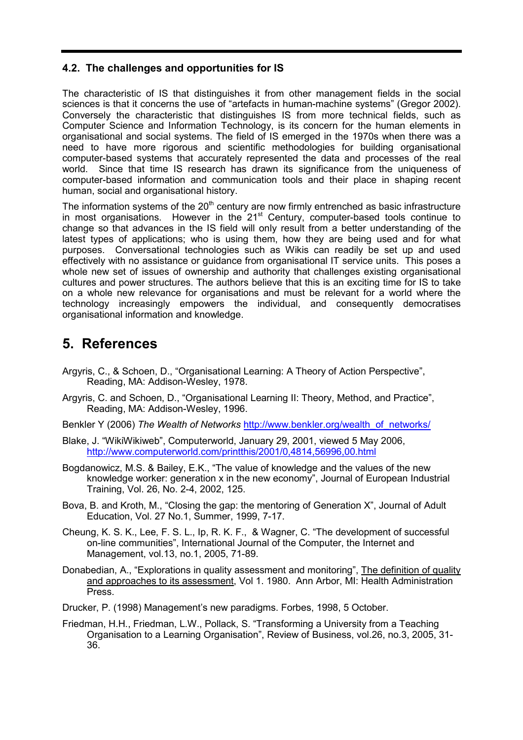### 4.2. The challenges and opportunities for IS

The characteristic of IS that distinguishes it from other management fields in the social sciences is that it concerns the use of "artefacts in human-machine systems" (Gregor 2002). Conversely the characteristic that distinguishes IS from more technical fields, such as Computer Science and Information Technology, is its concern for the human elements in organisational and social systems. The field of IS emerged in the 1970s when there was a need to have more rigorous and scientific methodologies for building organisational computer-based systems that accurately represented the data and processes of the real world. Since that time IS research has drawn its significance from the uniqueness of computer-based information and communication tools and their place in shaping recent human, social and organisational history.

The information systems of the 20th century are now firmly entrenched as basic infrastructure in most organisations. However in the 21st Century, computer-based tools continue to change so that advances in the IS field will only result from a better understanding of the latest types of applications; who is using them, how they are being used and for what purposes. Conversational technologies such as Wikis can readily be set up and used effectively with no assistance or guidance from organisational IT service units. This poses a whole new set of issues of ownership and authority that challenges existing organisational cultures and power structures. The authors believe that this is an exciting time for IS to take on a whole new relevance for organisations and must be relevant for a world where the technology increasingly empowers the individual, and consequently democratises organisational information and knowledge.

## 5. References

Argyris, C., & Schoen, D., "Organisational Learning: A Theory of Action Perspective", Reading, MA: Addison-Wesley, 1978.

Argyris, C. and Schoen, D., "Organisational Learning II: Theory, Method, and Practice", Reading, MA: Addison-Wesley, 1996.

Benkler Y (2006) *The Wealth of Networks* http://www.benkler.org/wealth_of_networks/

Blake, J. "WikiWikiweb", Computerworld, January 29, 2001, viewed 5 May 2006, http://www.computerworld.com/printthis/2001/0,4814,56996,00.html

Bogdanowicz, M.S. & Bailey, E.K., "The value of knowledge and the values of the new knowledge worker: generation x in the new economy", Journal of European Industrial Training, Vol. 26, No. 2-4, 2002, 125.

Bova, B. and Kroth, M., "Closing the gap: the mentoring of Generation X", Journal of Adult Education, Vol. 27 No.1, Summer, 1999, 7-17.

Cheung, K. S. K., Lee, F. S. L., Ip, R. K. F., & Wagner, C. "The development of successful on-line communities", International Journal of the Computer, the Internet and Management, vol.13, no.1, 2005, 71-89.

Donabedian, A., "Explorations in quality assessment and monitoring", The definition of quality and approaches to its assessment, Vol 1. 1980. Ann Arbor, MI: Health Administration Press.

Drucker, P. (1998) Management's new paradigms. Forbes, 1998, 5 October.

Friedman, H.H., Friedman, L.W., Pollack, S. "Transforming a University from a Teaching Organisation to a Learning Organisation", Review of Business, vol.26, no.3, 2005, 31-36.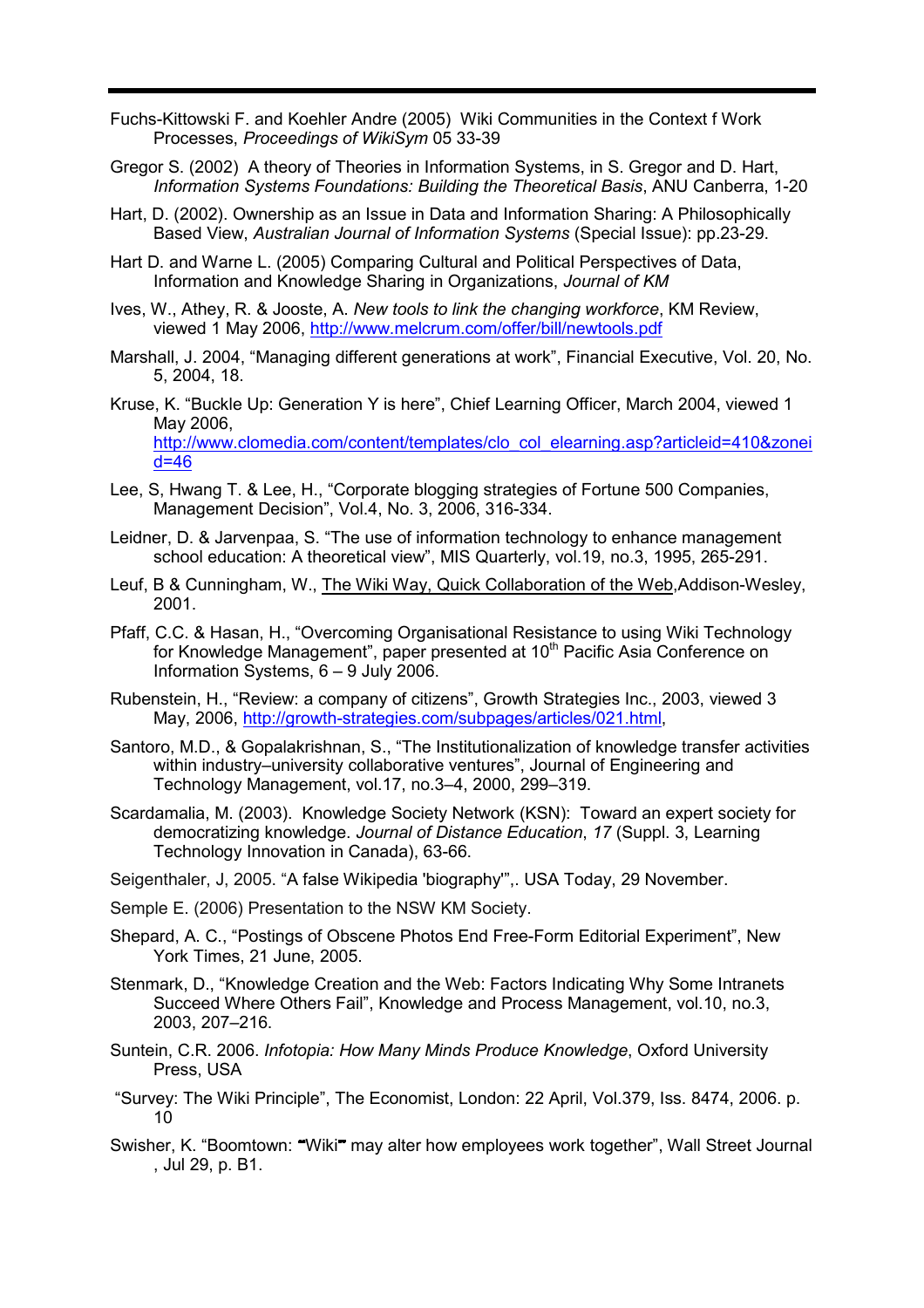Fuchs-Kittowski F. and Koehler Andre (2005) Wiki Communities in the Context f Work Processes, *Proceedings of WikiSym* 05 33-39

Gregor S. (2002) A theory of Theories in Information Systems, in S. Gregor and D. Hart, *Information Systems Foundations: Building the Theoretical Basis*, ANU Canberra, 1-20

Hart, D. (2002). Ownership as an Issue in Data and Information Sharing: A Philosophically Based View, *Australian Journal of Information Systems* (Special Issue): pp.23-29.

Hart D. and Warne L. (2005) Comparing Cultural and Political Perspectives of Data, Information and Knowledge Sharing in Organizations, *Journal of KM*

Ives, W., Athey, R. & Jooste, A. *New tools to link the changing workforce*, KM Review, viewed 1 May 2006, http://www.melcrum.com/offer/bill/newtools.pdf

Marshall, J. 2004, "Managing different generations at work", Financial Executive, Vol. 20, No. 5, 2004, 18.

Kruse, K. "Buckle Up: Generation Y is here", Chief Learning Officer, March 2004, viewed 1 May 2006, http://www.clomedia.com/content/templates/clo_col_elearning.asp?articleid=410&zoneid=46

Lee, S, Hwang T. & Lee, H., "Corporate blogging strategies of Fortune 500 Companies, Management Decision", Vol.4, No. 3, 2006, 316-334.

Leidner, D. & Jarvenpaa, S. "The use of information technology to enhance management school education: A theoretical view", MIS Quarterly, vol.19, no.3, 1995, 265-291.

Leuf, B & Cunningham, W., The Wiki Way, Quick Collaboration of the Web,Addison-Wesley, 2001.

Pfaff, C.C. & Hasan, H., "Overcoming Organisational Resistance to using Wiki Technology for Knowledge Management", paper presented at 10th Pacific Asia Conference on Information Systems, 6 – 9 July 2006.

Rubenstein, H., "Review: a company of citizens", Growth Strategies Inc., 2003, viewed 3 May, 2006, http://growth-strategies.com/subpages/articles/021.html,

Santoro, M.D., & Gopalakrishnan, S., "The Institutionalization of knowledge transfer activities within industry–university collaborative ventures", Journal of Engineering and Technology Management, vol.17, no.3–4, 2000, 299–319.

Scardamalia, M. (2003). Knowledge Society Network (KSN): Toward an expert society for democratizing knowledge. *Journal of Distance Education*, *17* (Suppl. 3, Learning Technology Innovation in Canada), 63-66.

Seigenthaler, J, 2005. "A false Wikipedia 'biography'",. USA Today, 29 November.

Semple E. (2006) Presentation to the NSW KM Society.

Shepard, A. C., "Postings of Obscene Photos End Free-Form Editorial Experiment", New York Times, 21 June, 2005.

Stenmark, D., "Knowledge Creation and the Web: Factors Indicating Why Some Intranets Succeed Where Others Fail", Knowledge and Process Management, vol.10, no.3, 2003, 207–216.

Suntein, C.R. 2006. *Infotopia: How Many Minds Produce Knowledge*, Oxford University Press, USA

"Survey: The Wiki Principle", The Economist, London: 22 April, Vol.379, Iss. 8474, 2006. p. 10

Swisher, K. "Boomtown: "Wiki" may alter how employees work together", Wall Street Journal , Jul 29, p. B1.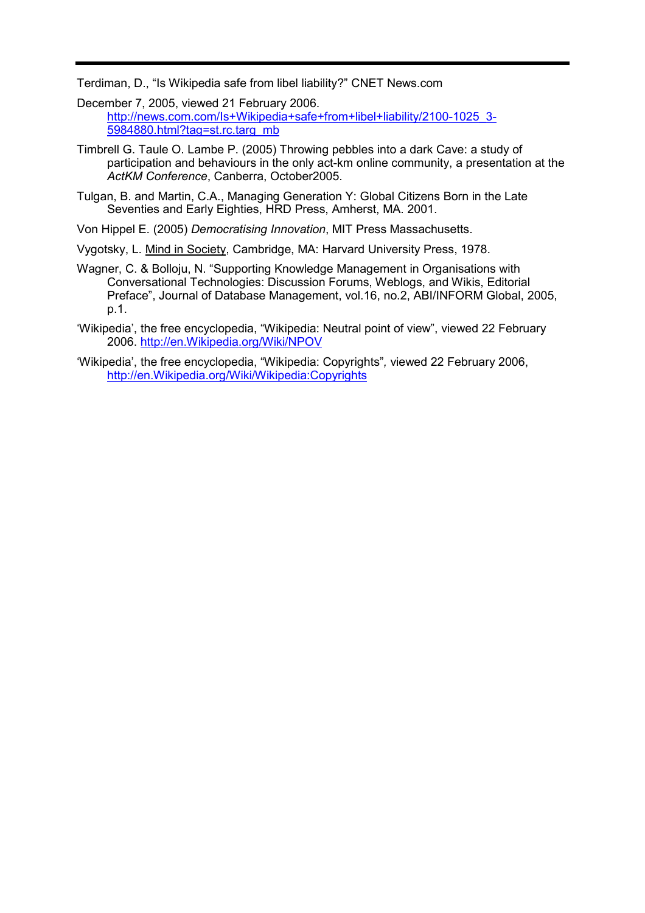Terdiman, D., “Is Wikipedia safe from libel liability?” CNET News.com

December 7, 2005, viewed 21 February 2006. http://news.com.com/Is+Wikipedia+safe+from+libel+liability/2100-1025_3-5984880.html?tag=st.rc.targ_mb

Timbrell G. Taule O. Lambe P. (2005) Throwing pebbles into a dark Cave: a study of participation and behaviours in the only act-km online community, a presentation at the *ActKM Conference*, Canberra, October2005.

Tulgan, B. and Martin, C.A., Managing Generation Y: Global Citizens Born in the Late Seventies and Early Eighties, HRD Press, Amherst, MA. 2001.

Von Hippel E. (2005) *Democratising Innovation*, MIT Press Massachusetts.

Vygotsky, L. Mind in Society, Cambridge, MA: Harvard University Press, 1978.

Wagner, C. & Bolloju, N. “Supporting Knowledge Management in Organisations with Conversational Technologies: Discussion Forums, Weblogs, and Wikis, Editorial Preface”, Journal of Database Management, vol.16, no.2, ABI/INFORM Global, 2005, p.1.

‘Wikipedia’, the free encyclopedia, “Wikipedia: Neutral point of view”, viewed 22 February 2006. http://en.Wikipedia.org/Wiki/NPOV

‘Wikipedia’, the free encyclopedia, “Wikipedia: Copyrights”*,* viewed 22 February 2006, http://en.Wikipedia.org/Wiki/Wikipedia:Copyrights